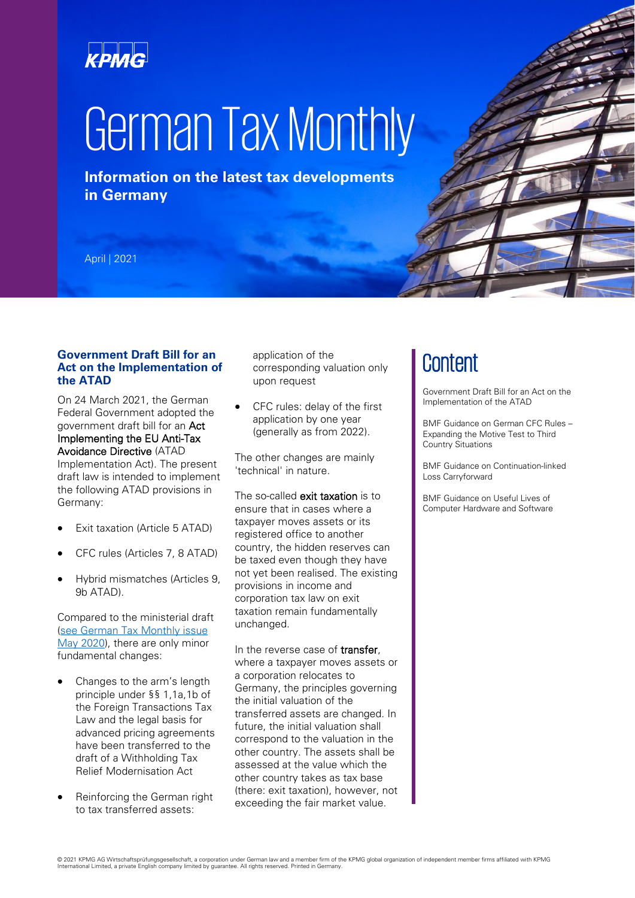# German Tax Monthly

**Information on the latest tax developments in Germany**

April | 2021

## Content

Government Draft Bill for an Act on the Implementation of the ATAD

BMF Guidance on German CFC Rules – Expanding the Motive Test to Third Country Situations

BMF Guidance on Continuation-linked Loss Carryforward

BMF Guidance on Useful Lives of Computer Hardware and Software

## Government Draft Bill for an Act on the Implementation of the ATAD

On 24 March 2021, the German Federal Government adopted the government draft bill for an Act Implementing the EU Anti-Tax Avoidance Directive (ATAD Implementation Act). The present draft law is intended to implement the following ATAD provisions in Germany:

- Exit taxation (Article 5 ATAD)
- CFC rules (Articles 7, 8 ATAD)
- Hybrid mismatches (Articles 9, 9b ATAD).

Compared to the ministerial draft (see German Tax Monthly issue May 2020), there are only minor fundamental changes:

- Changes to the arm's length principle under §§ 1,1a,1b of the Foreign Transactions Tax Law and the legal basis for advanced pricing agreements have been transferred to the draft of a Withholding Tax Relief Modernisation Act
- Reinforcing the German right to tax transferred assets: application of the corresponding valuation only upon request
- CFC rules: delay of the first application by one year (generally as from 2022).

The other changes are mainly 'technical' in nature.

The so-called exit taxation is to ensure that in cases where a taxpayer moves assets or its registered office to another country, the hidden reserves can be taxed even though they have not yet been realised. The existing provisions in income and corporation tax law on exit taxation remain fundamentally unchanged.

In the reverse case of transfer, where a taxpayer moves assets or a corporation relocates to Germany, the principles governing the initial valuation of the transferred assets are changed. In future, the initial valuation shall correspond to the valuation in the other country. The assets shall be assessed at the value which the other country takes as tax base (there: exit taxation), however, not exceeding the fair market value.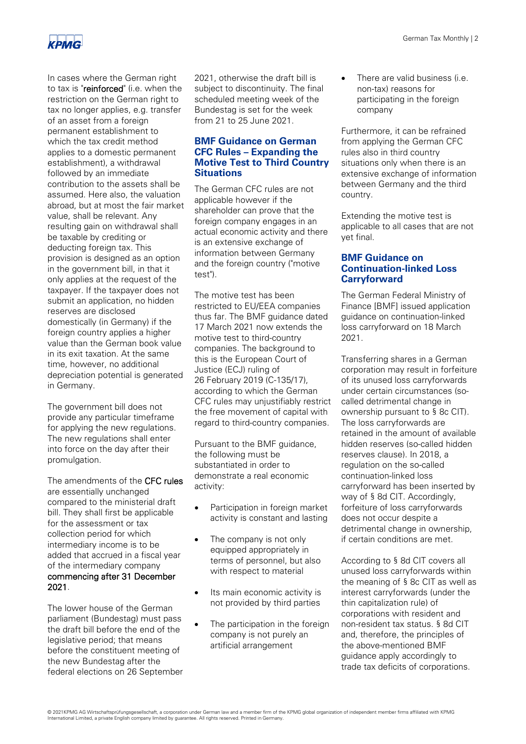In cases where the German right to tax is "reinforced" (i.e. when the restriction on the German right to tax no longer applies, e.g. transfer of an asset from a foreign permanent establishment to which the tax credit method applies to a domestic permanent establishment), a withdrawal followed by an immediate contribution to the assets shall be assumed. Here also, the valuation abroad, but at most the fair market value, shall be relevant. Any resulting gain on withdrawal shall be taxable by crediting or deducting foreign tax. This provision is designed as an option in the government bill, in that it only applies at the request of the taxpayer. If the taxpayer does not submit an application, no hidden reserves are disclosed domestically (in Germany) if the foreign country applies a higher value than the German book value in its exit taxation. At the same time, however, no additional depreciation potential is generated in Germany.

The government bill does not provide any particular timeframe for applying the new regulations. The new regulations shall enter into force on the day after their promulgation.

The amendments of the CFC rules are essentially unchanged compared to the ministerial draft bill. They shall first be applicable for the assessment or tax collection period for which intermediary income is to be added that accrued in a fiscal year of the intermediary company commencing after 31 December 2021.

The lower house of the German parliament (Bundestag) must pass the draft bill before the end of the legislative period; that means before the constituent meeting of the new Bundestag after the federal elections on 26 September 2021, otherwise the draft bill is subject to discontinuity. The final scheduled meeting week of the Bundestag is set for the week from 21 to 25 June 2021.

## BMF Guidance on German CFC Rules – Expanding the Motive Test to Third Country Situations

The German CFC rules are not applicable however if the shareholder can prove that the foreign company engages in an actual economic activity and there is an extensive exchange of information between Germany and the foreign country ("motive test").

The motive test has been restricted to EU/EEA companies thus far. The BMF guidance dated 17 March 2021 now extends the motive test to third-country companies. The background to this is the European Court of Justice (ECJ) ruling of 26 February 2019 (C-135/17), according to which the German CFC rules may unjustifiably restrict the free movement of capital with regard to third-country companies.

Pursuant to the BMF guidance, the following must be substantiated in order to demonstrate a real economic activity:

- Participation in foreign market activity is constant and lasting
- The company is not only equipped appropriately in terms of personnel, but also with respect to material
- Its main economic activity is not provided by third parties
- The participation in the foreign company is not purely an artificial arrangement
- There are valid business (i.e. non-tax) reasons for participating in the foreign company

Furthermore, it can be refrained from applying the German CFC rules also in third country situations only when there is an extensive exchange of information between Germany and the third country.

Extending the motive test is applicable to all cases that are not yet final.

## BMF Guidance on Continuation-linked Loss Carryforward

The German Federal Ministry of Finance [BMF] issued application guidance on continuation-linked loss carryforward on 18 March 2021.

Transferring shares in a German corporation may result in forfeiture of its unused loss carryforwards under certain circumstances (so-called detrimental change in ownership pursuant to § 8c CIT). The loss carryforwards are retained in the amount of available hidden reserves (so-called hidden reserves clause). In 2018, a regulation on the so-called continuation-linked loss carryforward has been inserted by way of § 8d CIT. Accordingly, forfeiture of loss carryforwards does not occur despite a detrimental change in ownership, if certain conditions are met.

According to § 8d CIT covers all unused loss carryforwards within the meaning of § 8c CIT as well as interest carryforwards (under the thin capitalization rule) of corporations with resident and non-resident tax status. § 8d CIT and, therefore, the principles of the above-mentioned BMF guidance apply accordingly to trade tax deficits of corporations.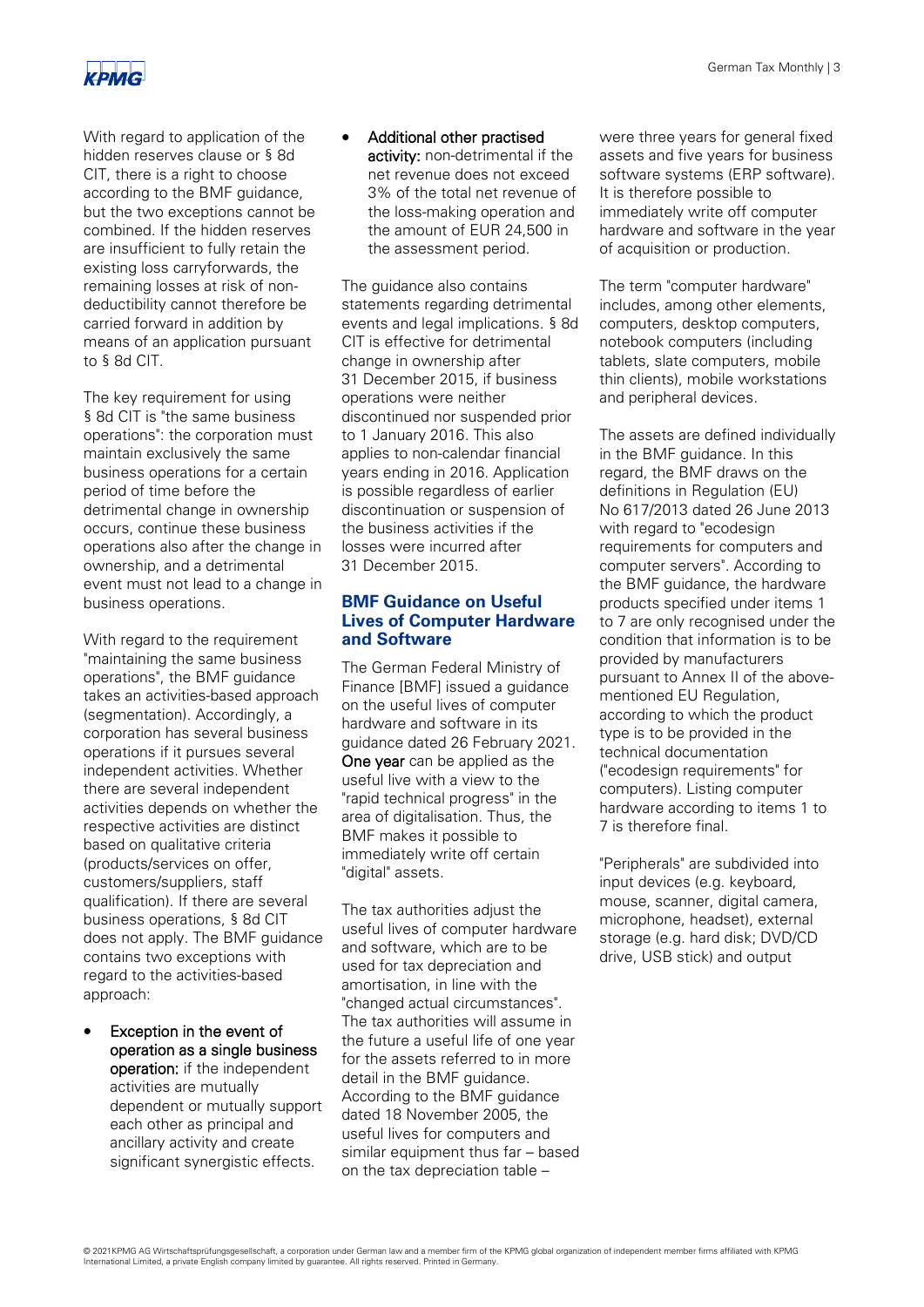With regard to application of the hidden reserves clause or § 8d CIT, there is a right to choose according to the BMF guidance, but the two exceptions cannot be combined. If the hidden reserves are insufficient to fully retain the existing loss carryforwards, the remaining losses at risk of non-deductibility cannot therefore be carried forward in addition by means of an application pursuant to § 8d CIT.

The key requirement for using § 8d CIT is "the same business operations": the corporation must maintain exclusively the same business operations for a certain period of time before the detrimental change in ownership occurs, continue these business operations also after the change in ownership, and a detrimental event must not lead to a change in business operations.

With regard to the requirement "maintaining the same business operations", the BMF guidance takes an activities-based approach (segmentation). Accordingly, a corporation has several business operations if it pursues several independent activities. Whether there are several independent activities depends on whether the respective activities are distinct based on qualitative criteria (products/services on offer, customers/suppliers, staff qualification). If there are several business operations, § 8d CIT does not apply. The BMF guidance contains two exceptions with regard to the activities-based approach:

- Exception in the event of operation as a single business operation: if the independent activities are mutually dependent or mutually support each other as principal and ancillary activity and create significant synergistic effects.
- Additional other practised activity: non-detrimental if the net revenue does not exceed 3% of the total net revenue of the loss-making operation and the amount of EUR 24,500 in the assessment period.

The guidance also contains statements regarding detrimental events and legal implications. § 8d CIT is effective for detrimental change in ownership after 31 December 2015, if business operations were neither discontinued nor suspended prior to 1 January 2016. This also applies to non-calendar financial years ending in 2016. Application is possible regardless of earlier discontinuation or suspension of the business activities if the losses were incurred after 31 December 2015.

## BMF Guidance on Useful Lives of Computer Hardware and Software

The German Federal Ministry of Finance [BMF] issued a guidance on the useful lives of computer hardware and software in its guidance dated 26 February 2021. One year can be applied as the useful live with a view to the "rapid technical progress" in the area of digitalisation. Thus, the BMF makes it possible to immediately write off certain "digital" assets.

The tax authorities adjust the useful lives of computer hardware and software, which are to be used for tax depreciation and amortisation, in line with the "changed actual circumstances". The tax authorities will assume in the future a useful life of one year for the assets referred to in more detail in the BMF guidance. According to the BMF guidance dated 18 November 2005, the useful lives for computers and similar equipment thus far – based on the tax depreciation table – were three years for general fixed assets and five years for business software systems (ERP software). It is therefore possible to immediately write off computer hardware and software in the year of acquisition or production.

The term "computer hardware" includes, among other elements, computers, desktop computers, notebook computers (including tablets, slate computers, mobile thin clients), mobile workstations and peripheral devices.

The assets are defined individually in the BMF guidance. In this regard, the BMF draws on the definitions in Regulation (EU) No 617/2013 dated 26 June 2013 with regard to "ecodesign requirements for computers and computer servers". According to the BMF guidance, the hardware products specified under items 1 to 7 are only recognised under the condition that information is to be provided by manufacturers pursuant to Annex II of the above-mentioned EU Regulation, according to which the product type is to be provided in the technical documentation ("ecodesign requirements" for computers). Listing computer hardware according to items 1 to 7 is therefore final.

"Peripherals" are subdivided into input devices (e.g. keyboard, mouse, scanner, digital camera, microphone, headset), external storage (e.g. hard disk; DVD/CD drive, USB stick) and output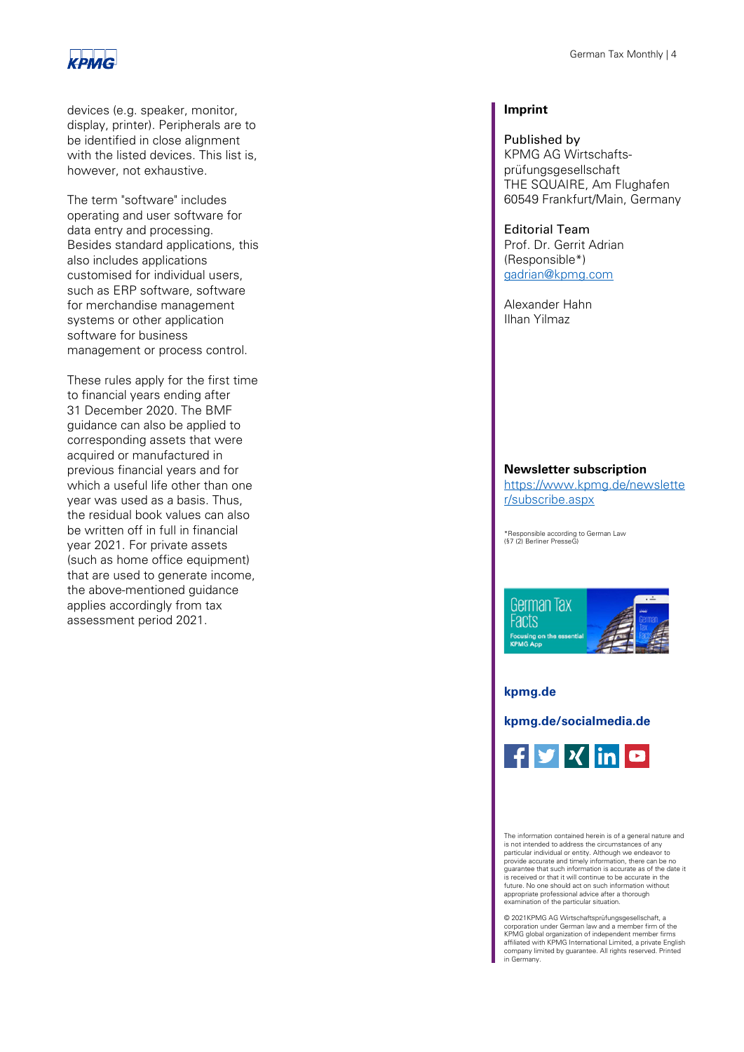devices (e.g. speaker, monitor, display, printer). Peripherals are to be identified in close alignment with the listed devices. This list is, however, not exhaustive.

The term "software" includes operating and user software for data entry and processing. Besides standard applications, this also includes applications customised for individual users, such as ERP software, software for merchandise management systems or other application software for business management or process control.

These rules apply for the first time to financial years ending after 31 December 2020. The BMF guidance can also be applied to corresponding assets that were acquired or manufactured in previous financial years and for which a useful life other than one year was used as a basis. Thus, the residual book values can also be written off in full in financial year 2021. For private assets (such as home office equipment) that are used to generate income, the above-mentioned guidance applies accordingly from tax assessment period 2021.

**Imprint**

Published by
KPMG AG Wirtschafts-prüfungsgesellschaft
THE SQUAIRE, Am Flughafen
60549 Frankfurt/Main, Germany

Editorial Team
Prof. Dr. Gerrit Adrian
(Responsible*)
gadrian@kpmg.com

Alexander Hahn
Ilhan Yilmaz

**Newsletter subscription**
https://www.kpmg.de/newsletter/subscribe.aspx

*Responsible according to German Law (§7 (2) Berliner PresseG)

German Tax Facts
Focusing on the essential
KPMG App

**kpmg.de**

**kpmg.de/socialmedia.de**

The information contained herein is of a general nature and is not intended to address the circumstances of any particular individual or entity. Although we endeavor to provide accurate and timely information, there can be no guarantee that such information is accurate as of the date it is received or that it will continue to be accurate in the future. No one should act on such information without appropriate professional advice after a thorough examination of the particular situation.

© 2021 KPMG AG Wirtschaftsprüfungsgesellschaft, a corporation under German law and a member firm of the KPMG global organization of independent member firms affiliated with KPMG International Limited, a private English company limited by guarantee. All rights reserved. Printed in Germany.